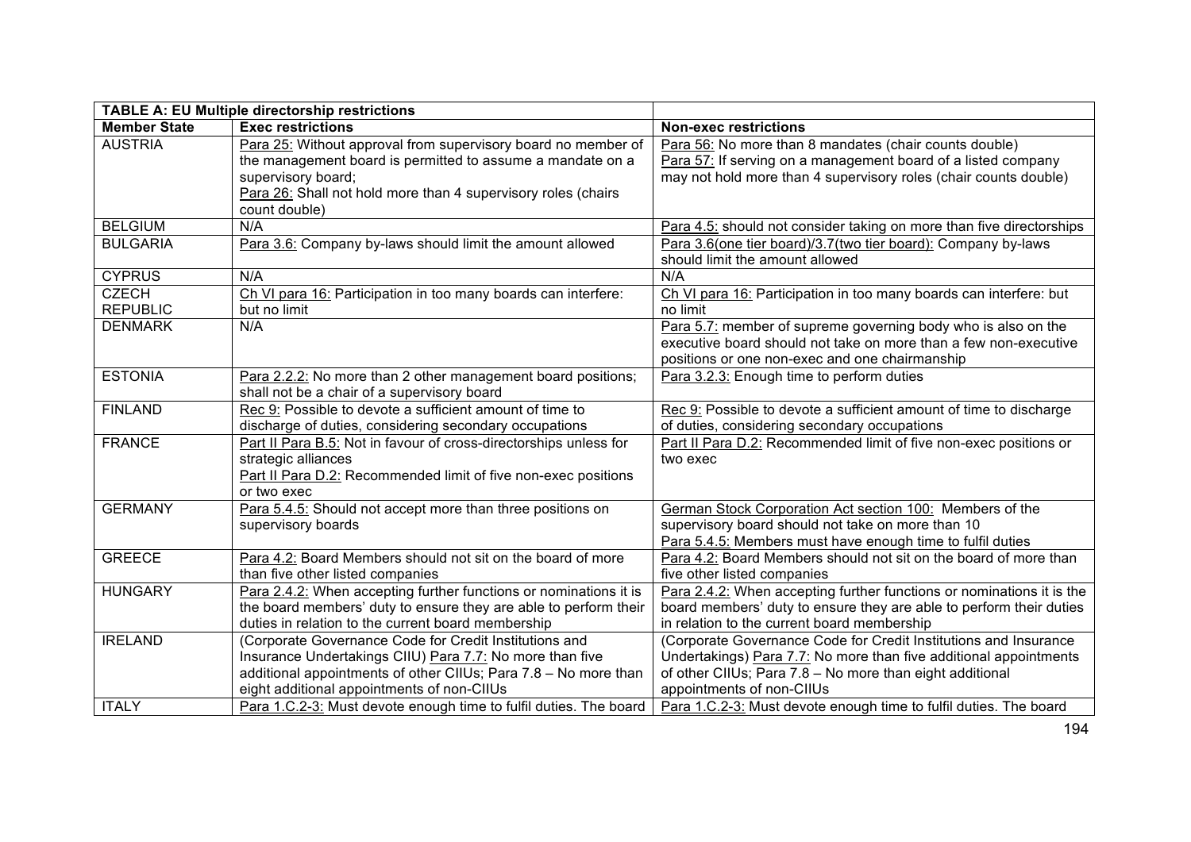| TABLE A: EU Multiple directorship restrictions | | |
|---|---|---|
| **Member State** | **Exec restrictions** | **Non-exec restrictions** |
| AUSTRIA | Para 25: Without approval from supervisory board no member of the management board is permitted to assume a mandate on a supervisory board; Para 26: Shall not hold more than 4 supervisory roles (chairs count double) | Para 56: No more than 8 mandates (chair counts double) Para 57: If serving on a management board of a listed company may not hold more than 4 supervisory roles (chair counts double) |
| BELGIUM | N/A | Para 4.5: should not consider taking on more than five directorships |
| BULGARIA | Para 3.6: Company by-laws should limit the amount allowed | Para 3.6(one tier board)/3.7(two tier board): Company by-laws should limit the amount allowed |
| CYPRUS | N/A | N/A |
| CZECH REPUBLIC | Ch VI para 16: Participation in too many boards can interfere: but no limit | Ch VI para 16: Participation in too many boards can interfere: but no limit |
| DENMARK | N/A | Para 5.7: member of supreme governing body who is also on the executive board should not take on more than a few non-executive positions or one non-exec and one chairmanship |
| ESTONIA | Para 2.2.2: No more than 2 other management board positions; shall not be a chair of a supervisory board | Para 3.2.3: Enough time to perform duties |
| FINLAND | Rec 9: Possible to devote a sufficient amount of time to discharge of duties, considering secondary occupations | Rec 9: Possible to devote a sufficient amount of time to discharge of duties, considering secondary occupations |
| FRANCE | Part II Para B.5: Not in favour of cross-directorships unless for strategic alliances Part II Para D.2: Recommended limit of five non-exec positions or two exec | Part II Para D.2: Recommended limit of five non-exec positions or two exec |
| GERMANY | Para 5.4.5: Should not accept more than three positions on supervisory boards | German Stock Corporation Act section 100: Members of the supervisory board should not take on more than 10 Para 5.4.5: Members must have enough time to fulfil duties |
| GREECE | Para 4.2: Board Members should not sit on the board of more than five other listed companies | Para 4.2: Board Members should not sit on the board of more than five other listed companies |
| HUNGARY | Para 2.4.2: When accepting further functions or nominations it is the board members' duty to ensure they are able to perform their duties in relation to the current board membership | Para 2.4.2: When accepting further functions or nominations it is the board members' duty to ensure they are able to perform their duties in relation to the current board membership |
| IRELAND | (Corporate Governance Code for Credit Institutions and Insurance Undertakings CIIU) Para 7.7: No more than five additional appointments of other CIIUs; Para 7.8 – No more than eight additional appointments of non-CIIUs | (Corporate Governance Code for Credit Institutions and Insurance Undertakings) Para 7.7: No more than five additional appointments of other CIIUs; Para 7.8 – No more than eight additional appointments of non-CIIUs |
| ITALY | Para 1.C.2-3: Must devote enough time to fulfil duties. The board | Para 1.C.2-3: Must devote enough time to fulfil duties. The board |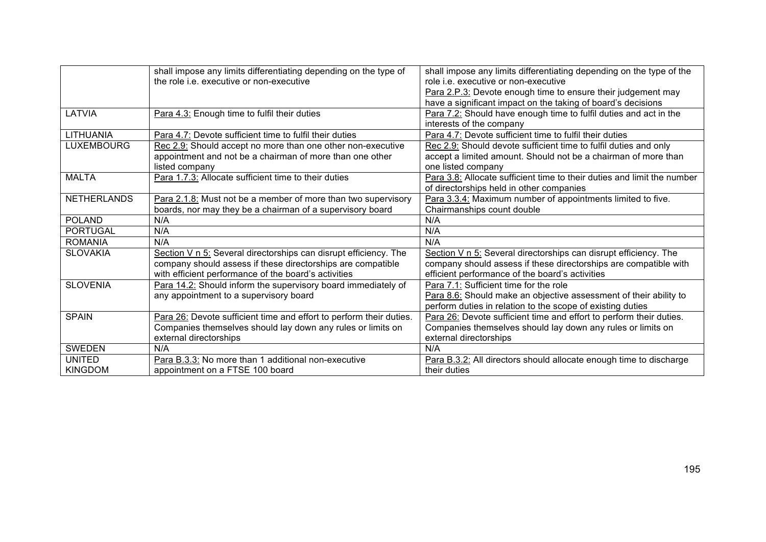| | | |
|---|---|---|
| | shall impose any limits differentiating depending on the type of the role i.e. executive or non-executive | shall impose any limits differentiating depending on the type of the role i.e. executive or non-executive<br>Para 2.P.3: Devote enough time to ensure their judgement may have a significant impact on the taking of board's decisions |
| LATVIA | Para 4.3: Enough time to fulfil their duties | Para 7.2: Should have enough time to fulfil duties and act in the interests of the company |
| LITHUANIA | Para 4.7: Devote sufficient time to fulfil their duties | Para 4.7: Devote sufficient time to fulfil their duties |
| LUXEMBOURG | Rec 2.9: Should accept no more than one other non-executive appointment and not be a chairman of more than one other listed company | Rec 2.9: Should devote sufficient time to fulfil duties and only accept a limited amount. Should not be a chairman of more than one listed company |
| MALTA | Para 1.7.3: Allocate sufficient time to their duties | Para 3.8: Allocate sufficient time to their duties and limit the number of directorships held in other companies |
| NETHERLANDS | Para 2.1.8: Must not be a member of more than two supervisory boards, nor may they be a chairman of a supervisory board | Para 3.3.4: Maximum number of appointments limited to five. Chairmanships count double |
| POLAND | N/A | N/A |
| PORTUGAL | N/A | N/A |
| ROMANIA | N/A | N/A |
| SLOVAKIA | Section V n 5: Several directorships can disrupt efficiency. The company should assess if these directorships are compatible with efficient performance of the board's activities | Section V n 5: Several directorships can disrupt efficiency. The company should assess if these directorships are compatible with efficient performance of the board's activities |
| SLOVENIA | Para 14.2: Should inform the supervisory board immediately of any appointment to a supervisory board | Para 7.1: Sufficient time for the role<br>Para 8.6: Should make an objective assessment of their ability to perform duties in relation to the scope of existing duties |
| SPAIN | Para 26: Devote sufficient time and effort to perform their duties. Companies themselves should lay down any rules or limits on external directorships | Para 26: Devote sufficient time and effort to perform their duties. Companies themselves should lay down any rules or limits on external directorships |
| SWEDEN | N/A | N/A |
| UNITED KINGDOM | Para B.3.3: No more than 1 additional non-executive appointment on a FTSE 100 board | Para B.3.2: All directors should allocate enough time to discharge their duties |